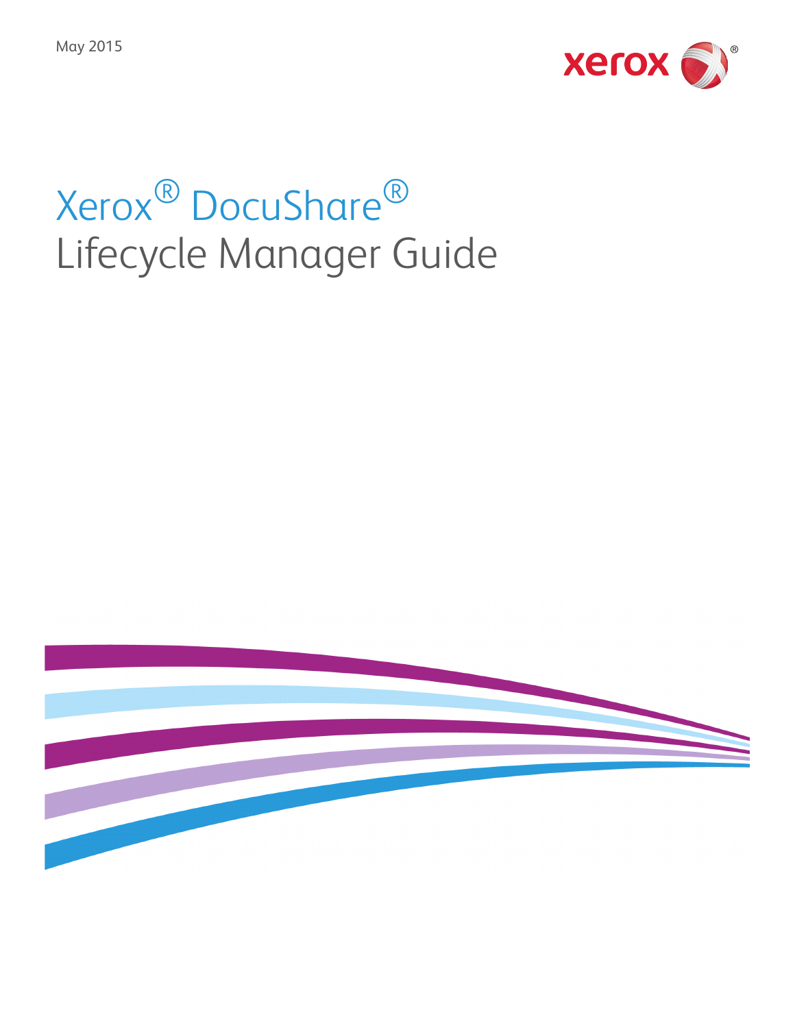May 2015

# Xerox® DocuShare®

# Lifecycle Manager Guide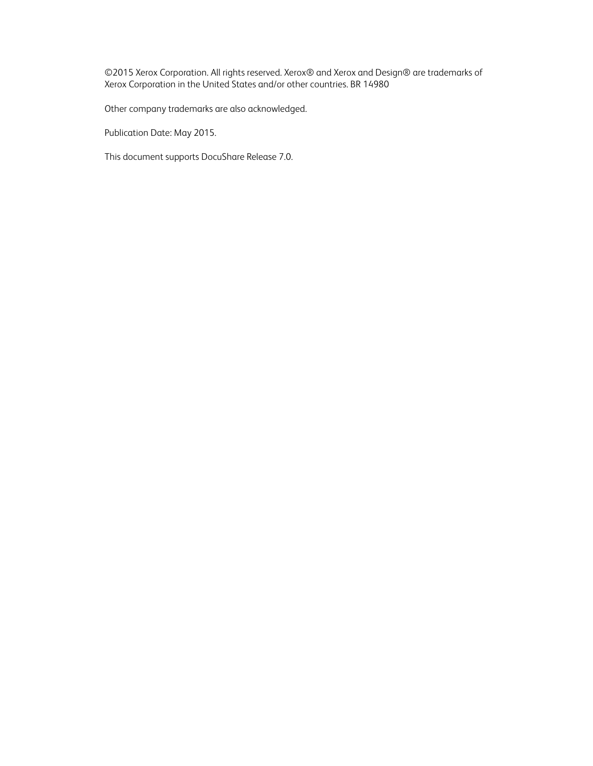©2015 Xerox Corporation. All rights reserved. Xerox® and Xerox and Design® are trademarks of Xerox Corporation in the United States and/or other countries. BR 14980

Other company trademarks are also acknowledged.

Publication Date: May 2015.

This document supports DocuShare Release 7.0.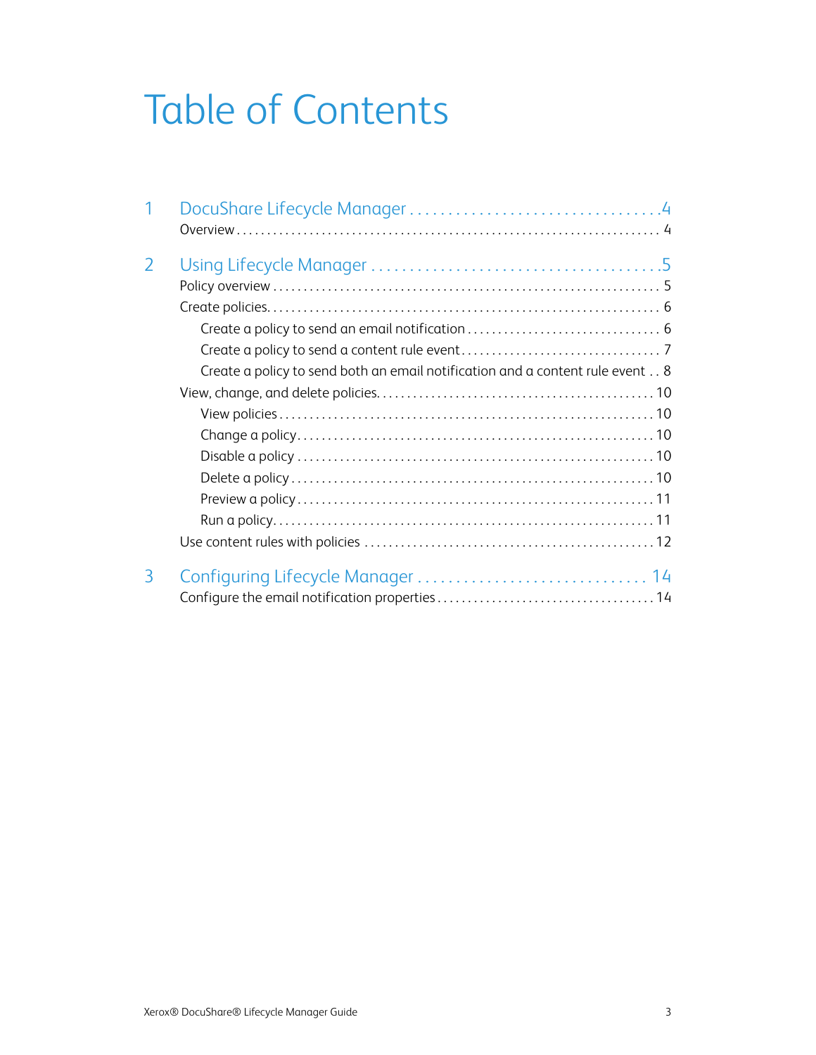# Table of Contents

1 DocuShare Lifecycle Manager ..... 4
- Overview ..... 4

2 Using Lifecycle Manager ..... 5
- Policy overview ..... 5
- Create policies ..... 6
  - Create a policy to send an email notification ..... 6
  - Create a policy to send a content rule event ..... 7
  - Create a policy to send both an email notification and a content rule event ..... 8
- View, change, and delete policies ..... 10
  - View policies ..... 10
  - Change a policy ..... 10
  - Disable a policy ..... 10
  - Delete a policy ..... 10
  - Preview a policy ..... 11
  - Run a policy ..... 11
- Use content rules with policies ..... 12

3 Configuring Lifecycle Manager ..... 14
- Configure the email notification properties ..... 14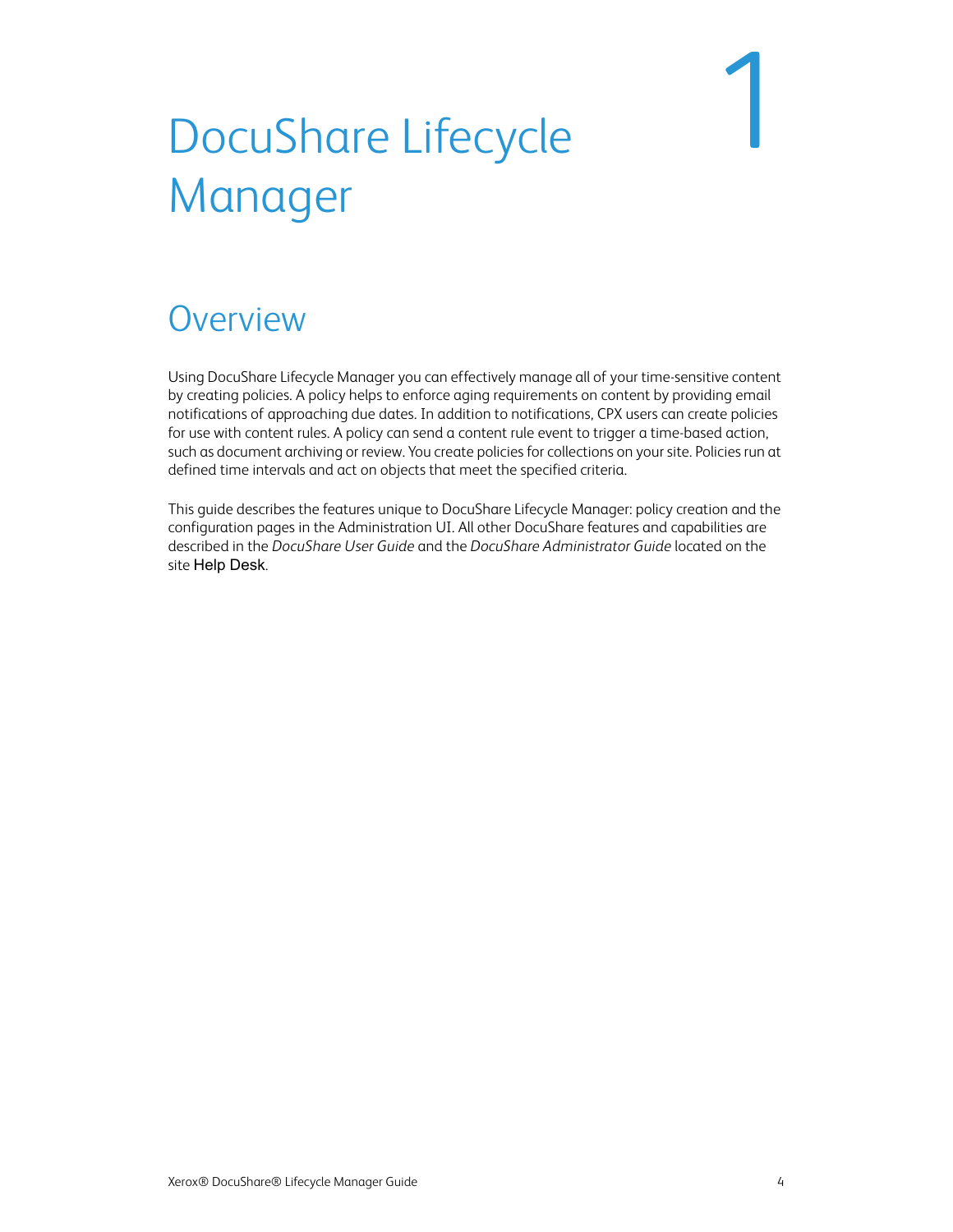# 1 DocuShare Lifecycle Manager

## Overview

Using DocuShare Lifecycle Manager you can effectively manage all of your time-sensitive content by creating policies. A policy helps to enforce aging requirements on content by providing email notifications of approaching due dates. In addition to notifications, CPX users can create policies for use with content rules. A policy can send a content rule event to trigger a time-based action, such as document archiving or review. You create policies for collections on your site. Policies run at defined time intervals and act on objects that meet the specified criteria.

This guide describes the features unique to DocuShare Lifecycle Manager: policy creation and the configuration pages in the Administration UI. All other DocuShare features and capabilities are described in the *DocuShare User Guide* and the *DocuShare Administrator Guide* located on the site Help Desk.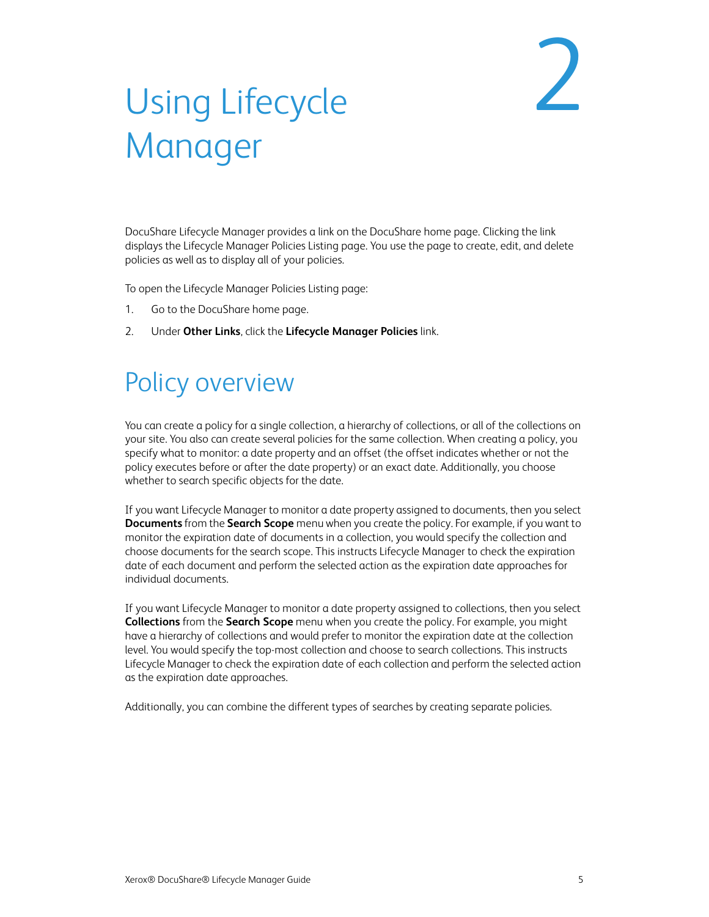# 2 Using Lifecycle Manager

DocuShare Lifecycle Manager provides a link on the DocuShare home page. Clicking the link displays the Lifecycle Manager Policies Listing page. You use the page to create, edit, and delete policies as well as to display all of your policies.

To open the Lifecycle Manager Policies Listing page:

1. Go to the DocuShare home page.
2. Under **Other Links**, click the **Lifecycle Manager Policies** link.

## Policy overview

You can create a policy for a single collection, a hierarchy of collections, or all of the collections on your site. You also can create several policies for the same collection. When creating a policy, you specify what to monitor: a date property and an offset (the offset indicates whether or not the policy executes before or after the date property) or an exact date. Additionally, you choose whether to search specific objects for the date.

If you want Lifecycle Manager to monitor a date property assigned to documents, then you select **Documents** from the **Search Scope** menu when you create the policy. For example, if you want to monitor the expiration date of documents in a collection, you would specify the collection and choose documents for the search scope. This instructs Lifecycle Manager to check the expiration date of each document and perform the selected action as the expiration date approaches for individual documents.

If you want Lifecycle Manager to monitor a date property assigned to collections, then you select **Collections** from the **Search Scope** menu when you create the policy. For example, you might have a hierarchy of collections and would prefer to monitor the expiration date at the collection level. You would specify the top-most collection and choose to search collections. This instructs Lifecycle Manager to check the expiration date of each collection and perform the selected action as the expiration date approaches.

Additionally, you can combine the different types of searches by creating separate policies.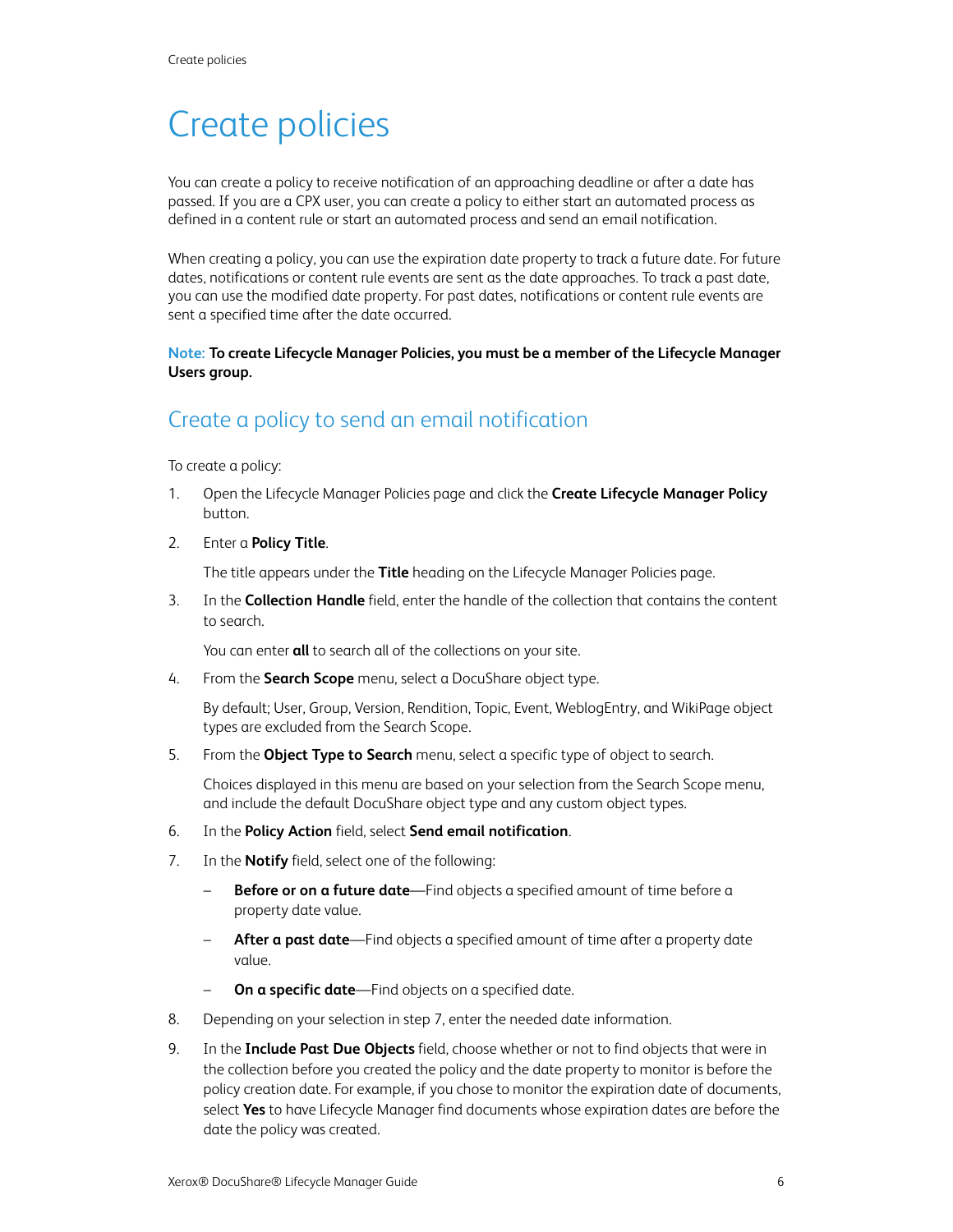# Create policies

You can create a policy to receive notification of an approaching deadline or after a date has passed. If you are a CPX user, you can create a policy to either start an automated process as defined in a content rule or start an automated process and send an email notification.

When creating a policy, you can use the expiration date property to track a future date. For future dates, notifications or content rule events are sent as the date approaches. To track a past date, you can use the modified date property. For past dates, notifications or content rule events are sent a specified time after the date occurred.

**Note: To create Lifecycle Manager Policies, you must be a member of the Lifecycle Manager Users group.**

## Create a policy to send an email notification

To create a policy:

1. Open the Lifecycle Manager Policies page and click the **Create Lifecycle Manager Policy** button.
2. Enter a **Policy Title**.

   The title appears under the **Title** heading on the Lifecycle Manager Policies page.
3. In the **Collection Handle** field, enter the handle of the collection that contains the content to search.

   You can enter **all** to search all of the collections on your site.
4. From the **Search Scope** menu, select a DocuShare object type.

   By default; User, Group, Version, Rendition, Topic, Event, WeblogEntry, and WikiPage object types are excluded from the Search Scope.
5. From the **Object Type to Search** menu, select a specific type of object to search.

   Choices displayed in this menu are based on your selection from the Search Scope menu, and include the default DocuShare object type and any custom object types.
6. In the **Policy Action** field, select **Send email notification**.
7. In the **Notify** field, select one of the following:
   - **Before or on a future date**—Find objects a specified amount of time before a property date value.
   - **After a past date**—Find objects a specified amount of time after a property date value.
   - **On a specific date**—Find objects on a specified date.
8. Depending on your selection in step 7, enter the needed date information.
9. In the **Include Past Due Objects** field, choose whether or not to find objects that were in the collection before you created the policy and the date property to monitor is before the policy creation date. For example, if you chose to monitor the expiration date of documents, select **Yes** to have Lifecycle Manager find documents whose expiration dates are before the date the policy was created.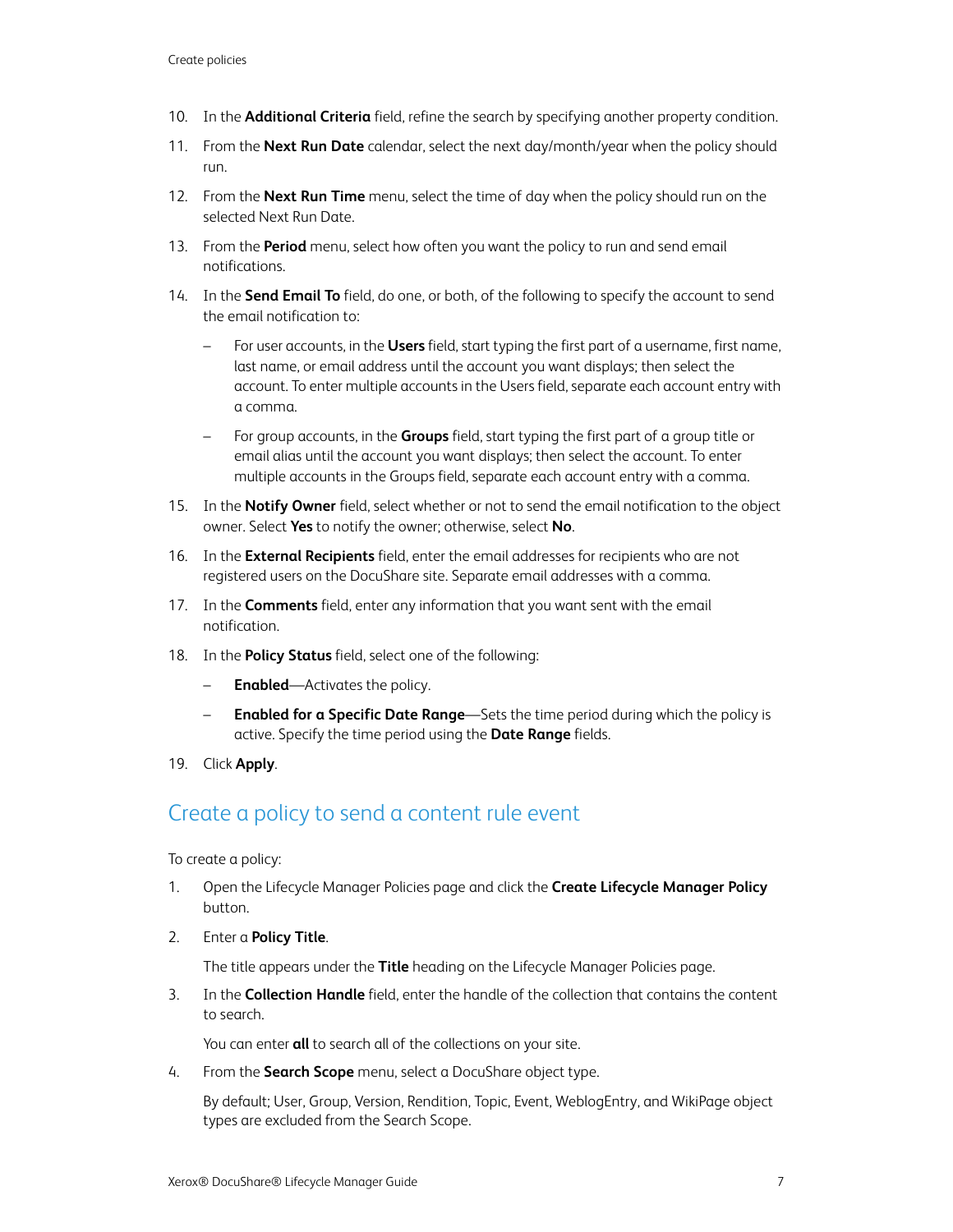10. In the **Additional Criteria** field, refine the search by specifying another property condition.
11. From the **Next Run Date** calendar, select the next day/month/year when the policy should run.
12. From the **Next Run Time** menu, select the time of day when the policy should run on the selected Next Run Date.
13. From the **Period** menu, select how often you want the policy to run and send email notifications.
14. In the **Send Email To** field, do one, or both, of the following to specify the account to send the email notification to:
    - For user accounts, in the **Users** field, start typing the first part of a username, first name, last name, or email address until the account you want displays; then select the account. To enter multiple accounts in the Users field, separate each account entry with a comma.
    - For group accounts, in the **Groups** field, start typing the first part of a group title or email alias until the account you want displays; then select the account. To enter multiple accounts in the Groups field, separate each account entry with a comma.
15. In the **Notify Owner** field, select whether or not to send the email notification to the object owner. Select **Yes** to notify the owner; otherwise, select **No**.
16. In the **External Recipients** field, enter the email addresses for recipients who are not registered users on the DocuShare site. Separate email addresses with a comma.
17. In the **Comments** field, enter any information that you want sent with the email notification.
18. In the **Policy Status** field, select one of the following:
    - **Enabled**—Activates the policy.
    - **Enabled for a Specific Date Range**—Sets the time period during which the policy is active. Specify the time period using the **Date Range** fields.
19. Click **Apply**.

## Create a policy to send a content rule event

To create a policy:

1. Open the Lifecycle Manager Policies page and click the **Create Lifecycle Manager Policy** button.
2. Enter a **Policy Title**.

   The title appears under the **Title** heading on the Lifecycle Manager Policies page.
3. In the **Collection Handle** field, enter the handle of the collection that contains the content to search.

   You can enter **all** to search all of the collections on your site.
4. From the **Search Scope** menu, select a DocuShare object type.

   By default; User, Group, Version, Rendition, Topic, Event, WeblogEntry, and WikiPage object types are excluded from the Search Scope.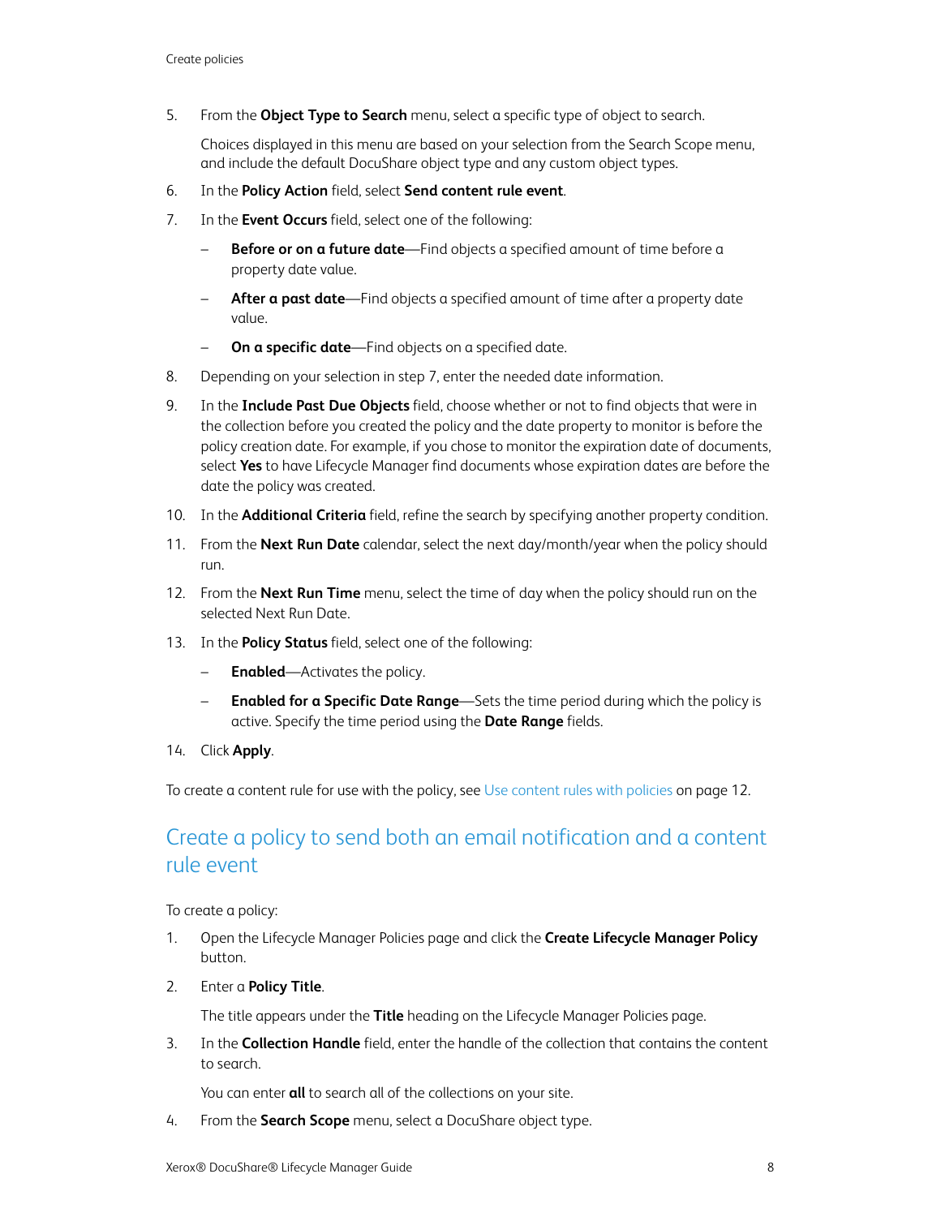5. From the **Object Type to Search** menu, select a specific type of object to search.

   Choices displayed in this menu are based on your selection from the Search Scope menu, and include the default DocuShare object type and any custom object types.

6. In the **Policy Action** field, select **Send content rule event**.
7. In the **Event Occurs** field, select one of the following:
   - **Before or on a future date**—Find objects a specified amount of time before a property date value.
   - **After a past date**—Find objects a specified amount of time after a property date value.
   - **On a specific date**—Find objects on a specified date.
8. Depending on your selection in step 7, enter the needed date information.
9. In the **Include Past Due Objects** field, choose whether or not to find objects that were in the collection before you created the policy and the date property to monitor is before the policy creation date. For example, if you chose to monitor the expiration date of documents, select **Yes** to have Lifecycle Manager find documents whose expiration dates are before the date the policy was created.
10. In the **Additional Criteria** field, refine the search by specifying another property condition.
11. From the **Next Run Date** calendar, select the next day/month/year when the policy should run.
12. From the **Next Run Time** menu, select the time of day when the policy should run on the selected Next Run Date.
13. In the **Policy Status** field, select one of the following:
    - **Enabled**—Activates the policy.
    - **Enabled for a Specific Date Range**—Sets the time period during which the policy is active. Specify the time period using the **Date Range** fields.
14. Click **Apply**.

To create a content rule for use with the policy, see Use content rules with policies on page 12.

## Create a policy to send both an email notification and a content rule event

To create a policy:

1. Open the Lifecycle Manager Policies page and click the **Create Lifecycle Manager Policy** button.
2. Enter a **Policy Title**.

   The title appears under the **Title** heading on the Lifecycle Manager Policies page.

3. In the **Collection Handle** field, enter the handle of the collection that contains the content to search.

   You can enter **all** to search all of the collections on your site.

4. From the **Search Scope** menu, select a DocuShare object type.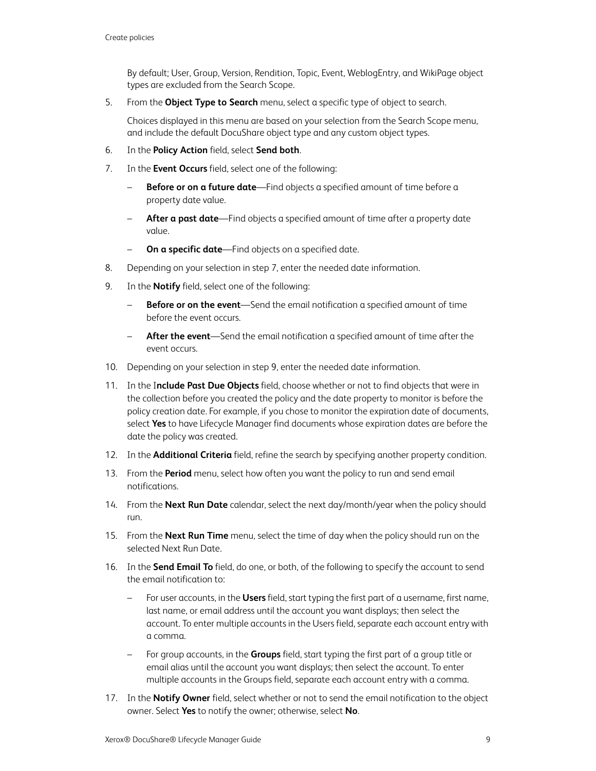By default; User, Group, Version, Rendition, Topic, Event, WeblogEntry, and WikiPage object types are excluded from the Search Scope.

5. From the **Object Type to Search** menu, select a specific type of object to search.

   Choices displayed in this menu are based on your selection from the Search Scope menu, and include the default DocuShare object type and any custom object types.

6. In the **Policy Action** field, select **Send both**.
7. In the **Event Occurs** field, select one of the following:
   - **Before or on a future date**—Find objects a specified amount of time before a property date value.
   - **After a past date**—Find objects a specified amount of time after a property date value.
   - **On a specific date**—Find objects on a specified date.
8. Depending on your selection in step 7, enter the needed date information.
9. In the **Notify** field, select one of the following:
   - **Before or on the event**—Send the email notification a specified amount of time before the event occurs.
   - **After the event**—Send the email notification a specified amount of time after the event occurs.
10. Depending on your selection in step 9, enter the needed date information.
11. In the I**nclude Past Due Objects** field, choose whether or not to find objects that were in the collection before you created the policy and the date property to monitor is before the policy creation date. For example, if you chose to monitor the expiration date of documents, select **Yes** to have Lifecycle Manager find documents whose expiration dates are before the date the policy was created.
12. In the **Additional Criteria** field, refine the search by specifying another property condition.
13. From the **Period** menu, select how often you want the policy to run and send email notifications.
14. From the **Next Run Date** calendar, select the next day/month/year when the policy should run.
15. From the **Next Run Time** menu, select the time of day when the policy should run on the selected Next Run Date.
16. In the **Send Email To** field, do one, or both, of the following to specify the account to send the email notification to:
    - For user accounts, in the **Users** field, start typing the first part of a username, first name, last name, or email address until the account you want displays; then select the account. To enter multiple accounts in the Users field, separate each account entry with a comma.
    - For group accounts, in the **Groups** field, start typing the first part of a group title or email alias until the account you want displays; then select the account. To enter multiple accounts in the Groups field, separate each account entry with a comma.
17. In the **Notify Owner** field, select whether or not to send the email notification to the object owner. Select **Yes** to notify the owner; otherwise, select **No**.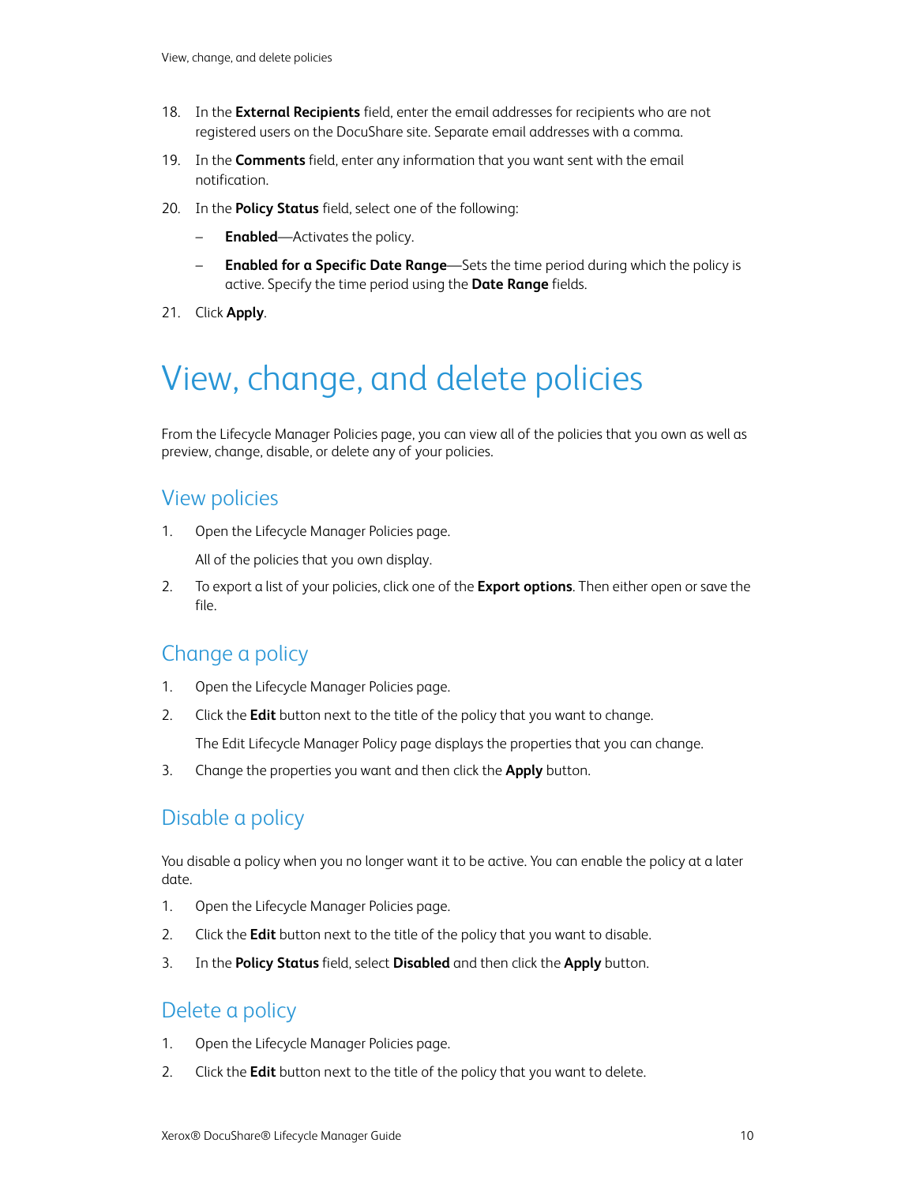18. In the **External Recipients** field, enter the email addresses for recipients who are not registered users on the DocuShare site. Separate email addresses with a comma.
19. In the **Comments** field, enter any information that you want sent with the email notification.
20. In the **Policy Status** field, select one of the following:
    - **Enabled**—Activates the policy.
    - **Enabled for a Specific Date Range**—Sets the time period during which the policy is active. Specify the time period using the **Date Range** fields.
21. Click **Apply**.

# View, change, and delete policies

From the Lifecycle Manager Policies page, you can view all of the policies that you own as well as preview, change, disable, or delete any of your policies.

## View policies

1. Open the Lifecycle Manager Policies page.

   All of the policies that you own display.
2. To export a list of your policies, click one of the **Export options**. Then either open or save the file.

## Change a policy

1. Open the Lifecycle Manager Policies page.
2. Click the **Edit** button next to the title of the policy that you want to change.

   The Edit Lifecycle Manager Policy page displays the properties that you can change.
3. Change the properties you want and then click the **Apply** button.

## Disable a policy

You disable a policy when you no longer want it to be active. You can enable the policy at a later date.

1. Open the Lifecycle Manager Policies page.
2. Click the **Edit** button next to the title of the policy that you want to disable.
3. In the **Policy Status** field, select **Disabled** and then click the **Apply** button.

## Delete a policy

1. Open the Lifecycle Manager Policies page.
2. Click the **Edit** button next to the title of the policy that you want to delete.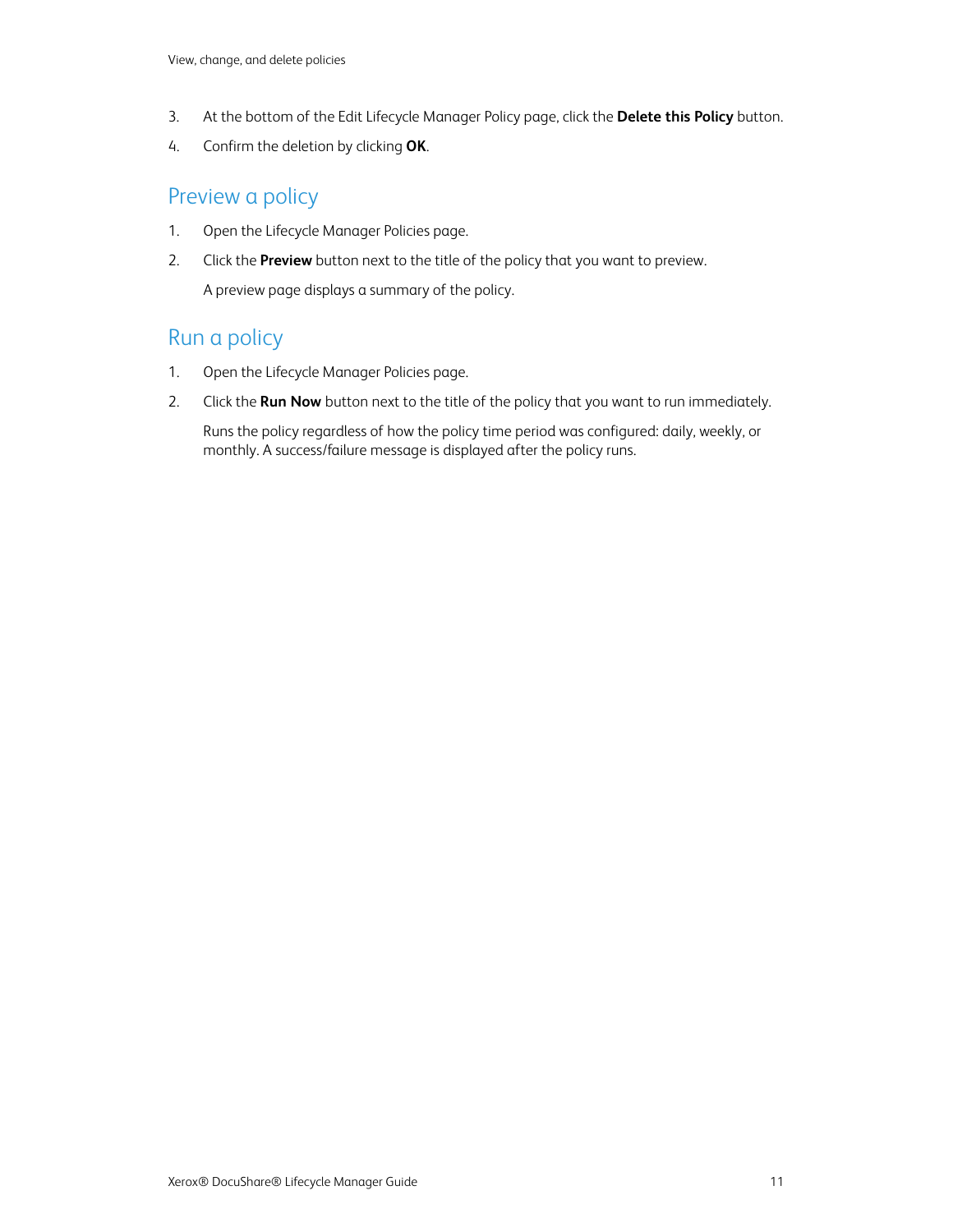3. At the bottom of the Edit Lifecycle Manager Policy page, click the **Delete this Policy** button.
4. Confirm the deletion by clicking **OK**.

## Preview a policy

1. Open the Lifecycle Manager Policies page.
2. Click the **Preview** button next to the title of the policy that you want to preview.

   A preview page displays a summary of the policy.

## Run a policy

1. Open the Lifecycle Manager Policies page.
2. Click the **Run Now** button next to the title of the policy that you want to run immediately.

   Runs the policy regardless of how the policy time period was configured: daily, weekly, or monthly. A success/failure message is displayed after the policy runs.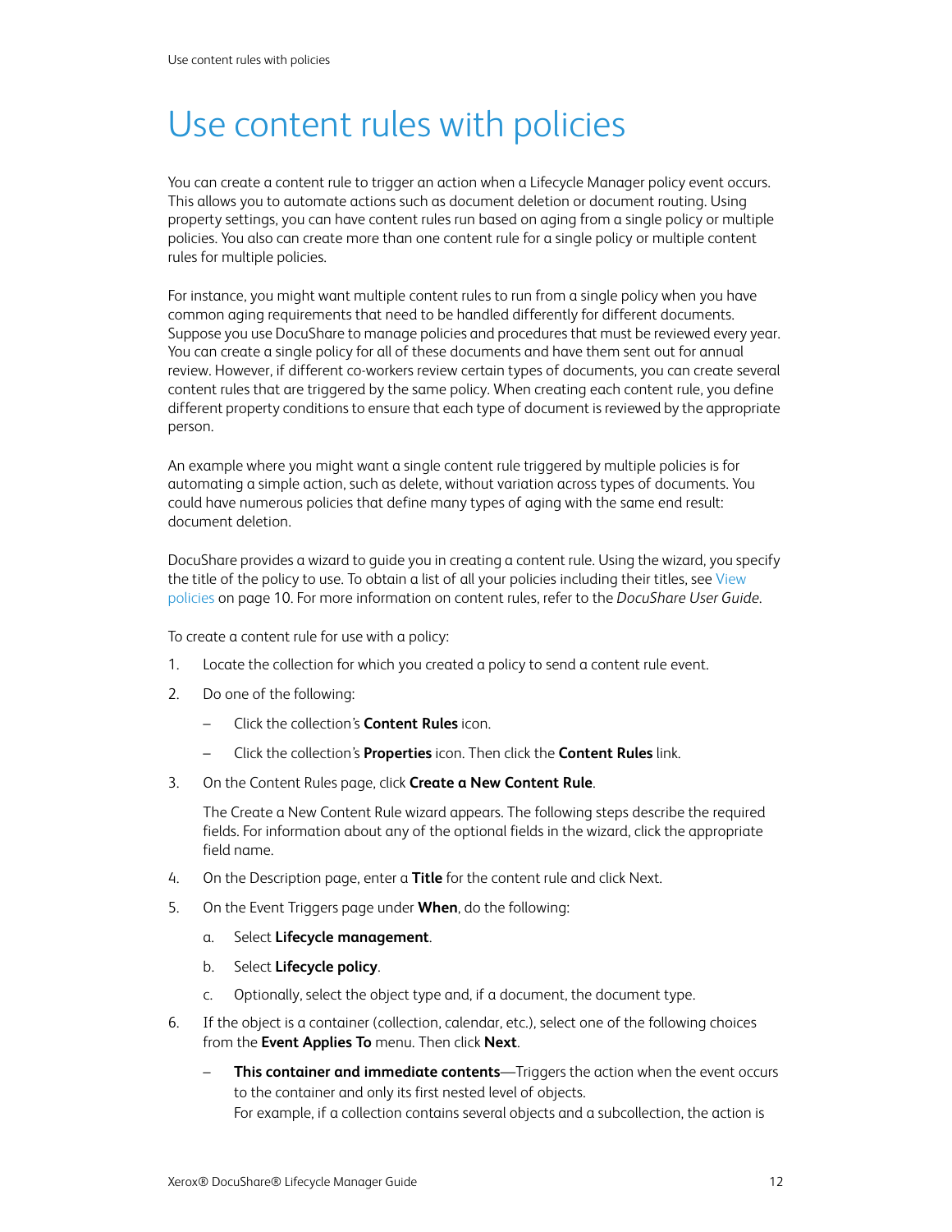# Use content rules with policies

You can create a content rule to trigger an action when a Lifecycle Manager policy event occurs. This allows you to automate actions such as document deletion or document routing. Using property settings, you can have content rules run based on aging from a single policy or multiple policies. You also can create more than one content rule for a single policy or multiple content rules for multiple policies.

For instance, you might want multiple content rules to run from a single policy when you have common aging requirements that need to be handled differently for different documents. Suppose you use DocuShare to manage policies and procedures that must be reviewed every year. You can create a single policy for all of these documents and have them sent out for annual review. However, if different co-workers review certain types of documents, you can create several content rules that are triggered by the same policy. When creating each content rule, you define different property conditions to ensure that each type of document is reviewed by the appropriate person.

An example where you might want a single content rule triggered by multiple policies is for automating a simple action, such as delete, without variation across types of documents. You could have numerous policies that define many types of aging with the same end result: document deletion.

DocuShare provides a wizard to guide you in creating a content rule. Using the wizard, you specify the title of the policy to use. To obtain a list of all your policies including their titles, see View policies on page 10. For more information on content rules, refer to the *DocuShare User Guide.*

To create a content rule for use with a policy:

1. Locate the collection for which you created a policy to send a content rule event.
2. Do one of the following:
   - Click the collection's **Content Rules** icon.
   - Click the collection's **Properties** icon. Then click the **Content Rules** link.
3. On the Content Rules page, click **Create a New Content Rule**.

   The Create a New Content Rule wizard appears. The following steps describe the required fields. For information about any of the optional fields in the wizard, click the appropriate field name.
4. On the Description page, enter a **Title** for the content rule and click Next.
5. On the Event Triggers page under **When**, do the following:
   a. Select **Lifecycle management**.
   b. Select **Lifecycle policy**.
   c. Optionally, select the object type and, if a document, the document type.
6. If the object is a container (collection, calendar, etc.), select one of the following choices from the **Event Applies To** menu. Then click **Next**.
   - **This container and immediate contents**—Triggers the action when the event occurs to the container and only its first nested level of objects.
     For example, if a collection contains several objects and a subcollection, the action is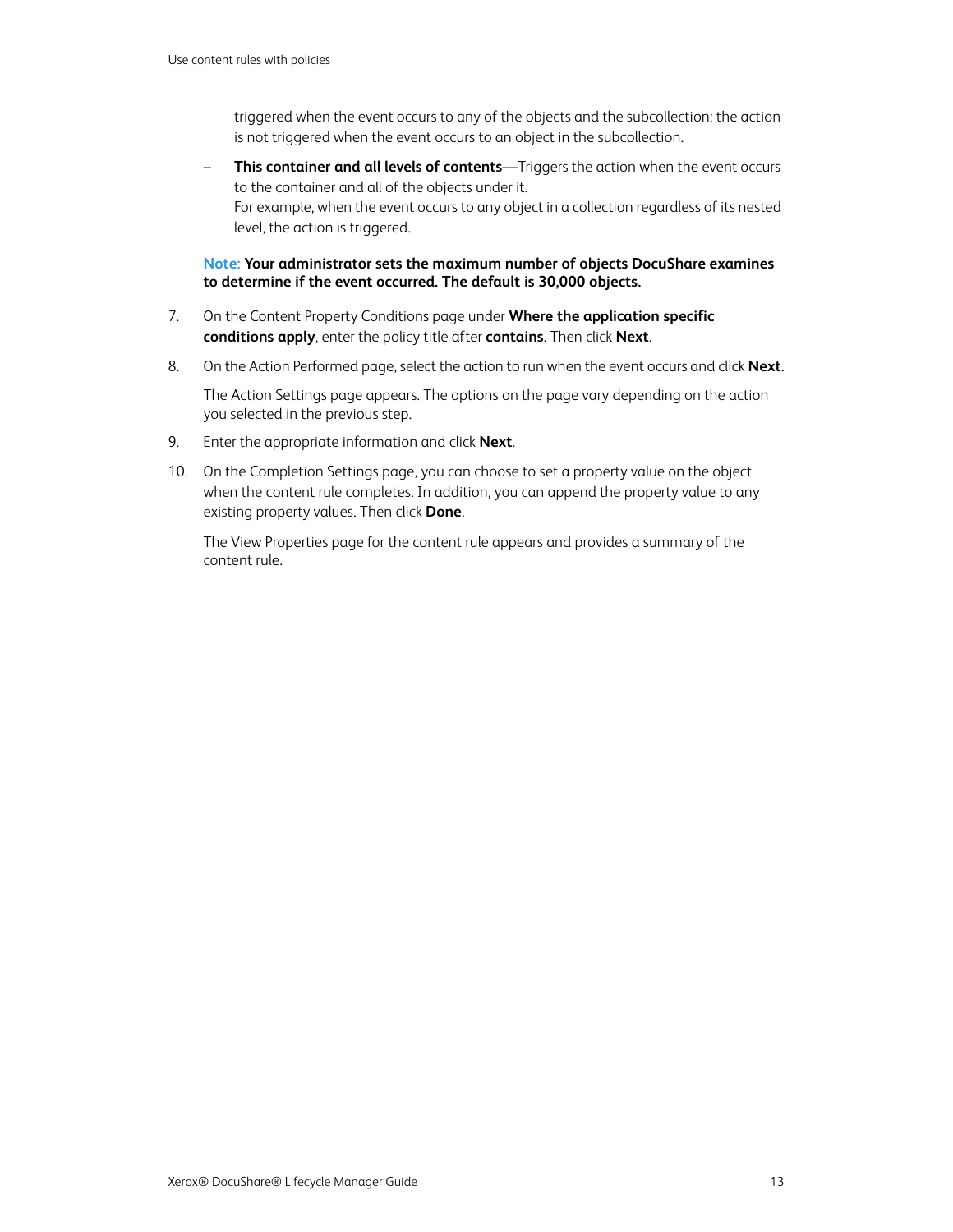triggered when the event occurs to any of the objects and the subcollection; the action is not triggered when the event occurs to an object in the subcollection.

  - **This container and all levels of contents**—Triggers the action when the event occurs to the container and all of the objects under it.
    For example, when the event occurs to any object in a collection regardless of its nested level, the action is triggered.

  **Note: Your administrator sets the maximum number of objects DocuShare examines to determine if the event occurred. The default is 30,000 objects.**

7. On the Content Property Conditions page under **Where the application specific conditions apply**, enter the policy title after **contains**. Then click **Next**.

8. On the Action Performed page, select the action to run when the event occurs and click **Next**.

   The Action Settings page appears. The options on the page vary depending on the action you selected in the previous step.

9. Enter the appropriate information and click **Next**.

10. On the Completion Settings page, you can choose to set a property value on the object when the content rule completes. In addition, you can append the property value to any existing property values. Then click **Done**.

    The View Properties page for the content rule appears and provides a summary of the content rule.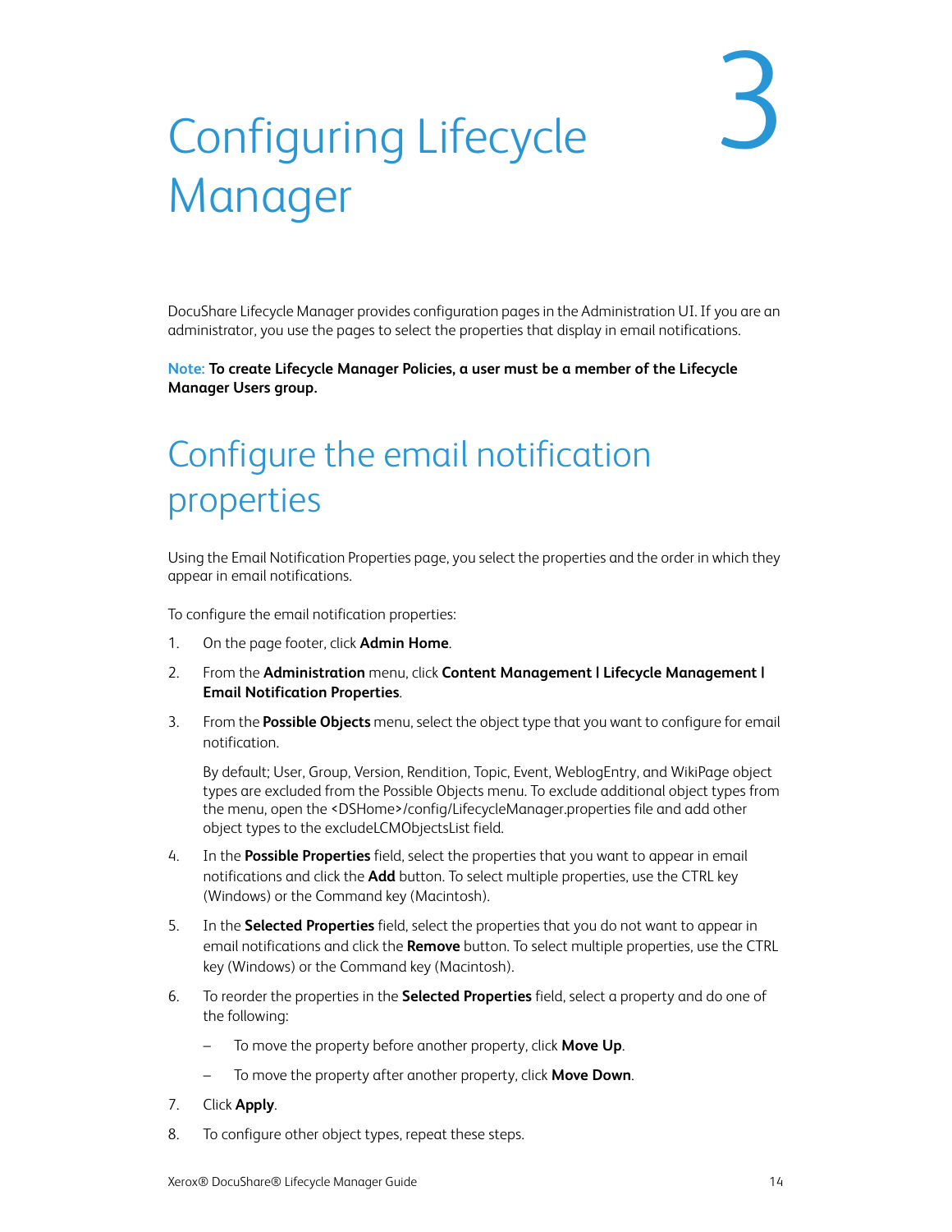# 3 Configuring Lifecycle Manager

DocuShare Lifecycle Manager provides configuration pages in the Administration UI. If you are an administrator, you use the pages to select the properties that display in email notifications.

**Note: To create Lifecycle Manager Policies, a user must be a member of the Lifecycle Manager Users group.**

## Configure the email notification properties

Using the Email Notification Properties page, you select the properties and the order in which they appear in email notifications.

To configure the email notification properties:

1. On the page footer, click **Admin Home**.
2. From the **Administration** menu, click **Content Management | Lifecycle Management | Email Notification Properties**.
3. From the **Possible Objects** menu, select the object type that you want to configure for email notification.

   By default; User, Group, Version, Rendition, Topic, Event, WeblogEntry, and WikiPage object types are excluded from the Possible Objects menu. To exclude additional object types from the menu, open the <DSHome>/config/LifecycleManager.properties file and add other object types to the excludeLCMObjectsList field.
4. In the **Possible Properties** field, select the properties that you want to appear in email notifications and click the **Add** button. To select multiple properties, use the CTRL key (Windows) or the Command key (Macintosh).
5. In the **Selected Properties** field, select the properties that you do not want to appear in email notifications and click the **Remove** button. To select multiple properties, use the CTRL key (Windows) or the Command key (Macintosh).
6. To reorder the properties in the **Selected Properties** field, select a property and do one of the following:
   - To move the property before another property, click **Move Up**.
   - To move the property after another property, click **Move Down**.
7. Click **Apply**.
8. To configure other object types, repeat these steps.